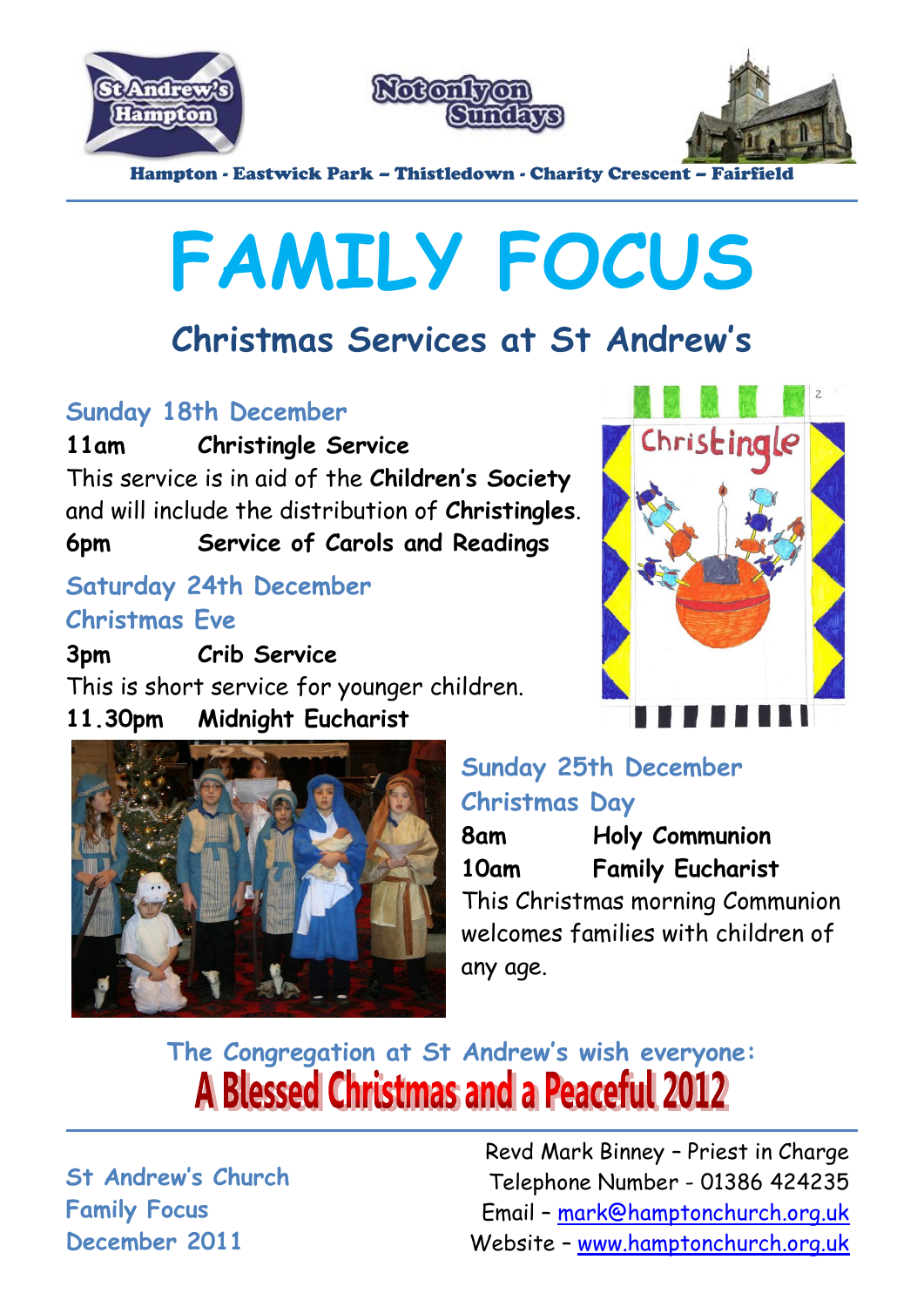St Andrew's Hampton

Not only on Sundays

Hampton - Eastwick Park – Thistledown - Charity Crescent – Fairfield

# FAMILY FOCUS

## Christmas Services at St Andrew's

### Sunday 18th December

**11am Christingle Service**

This service is in aid of the **Children's Society** and will include the distribution of **Christingles**.

**6pm Service of Carols and Readings**

### Saturday 24th December
### Christmas Eve

**3pm Crib Service**

This is short service for younger children.

**11.30pm Midnight Eucharist**

### Sunday 25th December
### Christmas Day

**8am Holy Communion**

**10am Family Eucharist**

This Christmas morning Communion welcomes families with children of any age.

**The Congregation at St Andrew's wish everyone:**

**A Blessed Christmas and a Peaceful 2012**

St Andrew's Church
Family Focus
December 2011

Revd Mark Binney – Priest in Charge
Telephone Number - 01386 424235
Email – mark@hamptonchurch.org.uk
Website – www.hamptonchurch.org.uk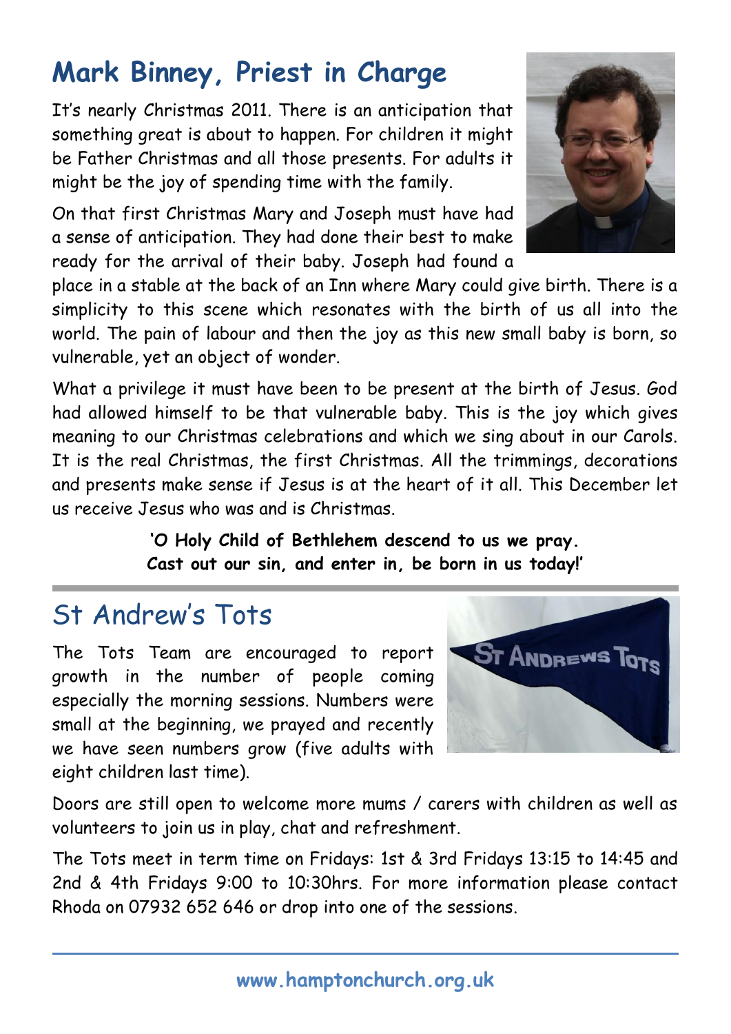## Mark Binney, Priest in Charge

It's nearly Christmas 2011. There is an anticipation that something great is about to happen. For children it might be Father Christmas and all those presents. For adults it might be the joy of spending time with the family.

On that first Christmas Mary and Joseph must have had a sense of anticipation. They had done their best to make ready for the arrival of their baby. Joseph had found a place in a stable at the back of an Inn where Mary could give birth. There is a simplicity to this scene which resonates with the birth of us all into the world. The pain of labour and then the joy as this new small baby is born, so vulnerable, yet an object of wonder.

What a privilege it must have been to be present at the birth of Jesus. God had allowed himself to be that vulnerable baby. This is the joy which gives meaning to our Christmas celebrations and which we sing about in our Carols. It is the real Christmas, the first Christmas. All the trimmings, decorations and presents make sense if Jesus is at the heart of it all. This December let us receive Jesus who was and is Christmas.

**'O Holy Child of Bethlehem descend to us we pray.
Cast out our sin, and enter in, be born in us today!'**

## St Andrew's Tots

The Tots Team are encouraged to report growth in the number of people coming especially the morning sessions. Numbers were small at the beginning, we prayed and recently we have seen numbers grow (five adults with eight children last time).

Doors are still open to welcome more mums / carers with children as well as volunteers to join us in play, chat and refreshment.

The Tots meet in term time on Fridays: 1st & 3rd Fridays 13:15 to 14:45 and 2nd & 4th Fridays 9:00 to 10:30hrs. For more information please contact Rhoda on 07932 652 646 or drop into one of the sessions.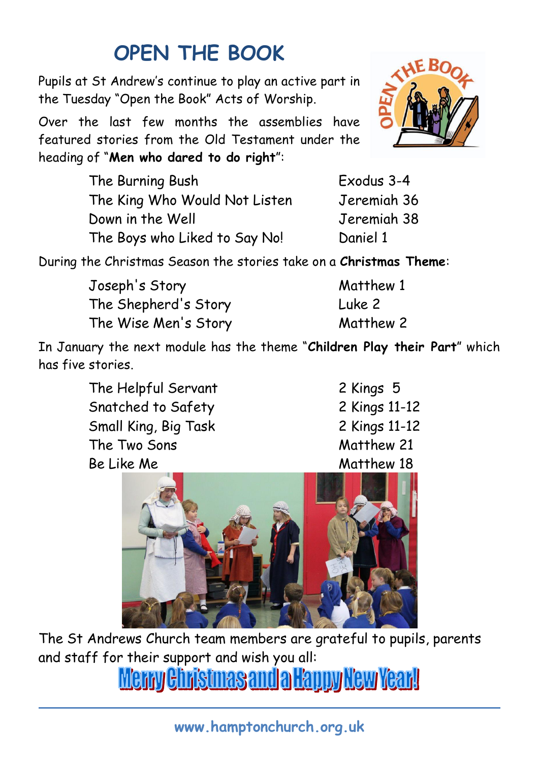# OPEN THE BOOK

Pupils at St Andrew's continue to play an active part in the Tuesday "Open the Book" Acts of Worship.

Over the last few months the assemblies have featured stories from the Old Testament under the heading of "**Men who dared to do right**":

| | |
|---|---|
| The Burning Bush | Exodus 3-4 |
| The King Who Would Not Listen | Jeremiah 36 |
| Down in the Well | Jeremiah 38 |
| The Boys who Liked to Say No! | Daniel 1 |

During the Christmas Season the stories take on a **Christmas Theme**:

| | |
|---|---|
| Joseph's Story | Matthew 1 |
| The Shepherd's Story | Luke 2 |
| The Wise Men's Story | Matthew 2 |

In January the next module has the theme "**Children Play their Part**" which has five stories.

| | |
|---|---|
| The Helpful Servant | 2 Kings 5 |
| Snatched to Safety | 2 Kings 11-12 |
| Small King, Big Task | 2 Kings 11-12 |
| The Two Sons | Matthew 21 |
| Be Like Me | Matthew 18 |

The St Andrews Church team members are grateful to pupils, parents and staff for their support and wish you all:

**Merry Christmas and a Happy New Year!**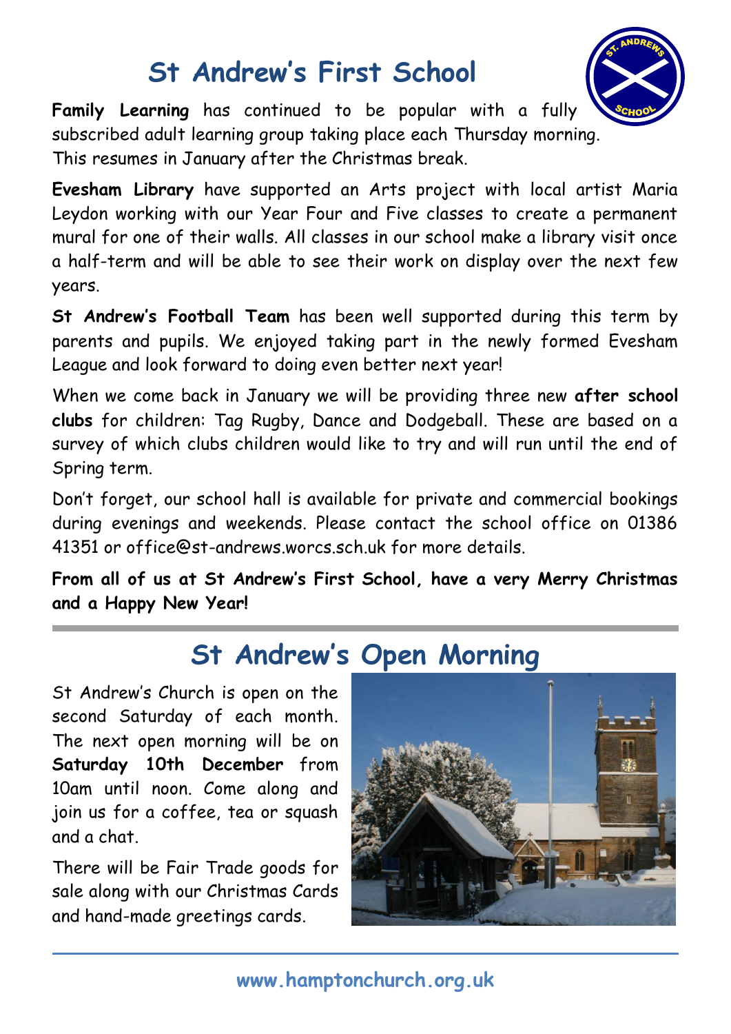# St Andrew's First School

**Family Learning** has continued to be popular with a fully subscribed adult learning group taking place each Thursday morning. This resumes in January after the Christmas break.

**Evesham Library** have supported an Arts project with local artist Maria Leydon working with our Year Four and Five classes to create a permanent mural for one of their walls. All classes in our school make a library visit once a half-term and will be able to see their work on display over the next few years.

**St Andrew's Football Team** has been well supported during this term by parents and pupils. We enjoyed taking part in the newly formed Evesham League and look forward to doing even better next year!

When we come back in January we will be providing three new **after school clubs** for children: Tag Rugby, Dance and Dodgeball. These are based on a survey of which clubs children would like to try and will run until the end of Spring term.

Don't forget, our school hall is available for private and commercial bookings during evenings and weekends. Please contact the school office on 01386 41351 or office@st-andrews.worcs.sch.uk for more details.

**From all of us at St Andrew's First School, have a very Merry Christmas and a Happy New Year!**

# St Andrew's Open Morning

St Andrew's Church is open on the second Saturday of each month. The next open morning will be on **Saturday 10th December** from 10am until noon. Come along and join us for a coffee, tea or squash and a chat.

There will be Fair Trade goods for sale along with our Christmas Cards and hand-made greetings cards.

www.hamptonchurch.org.uk